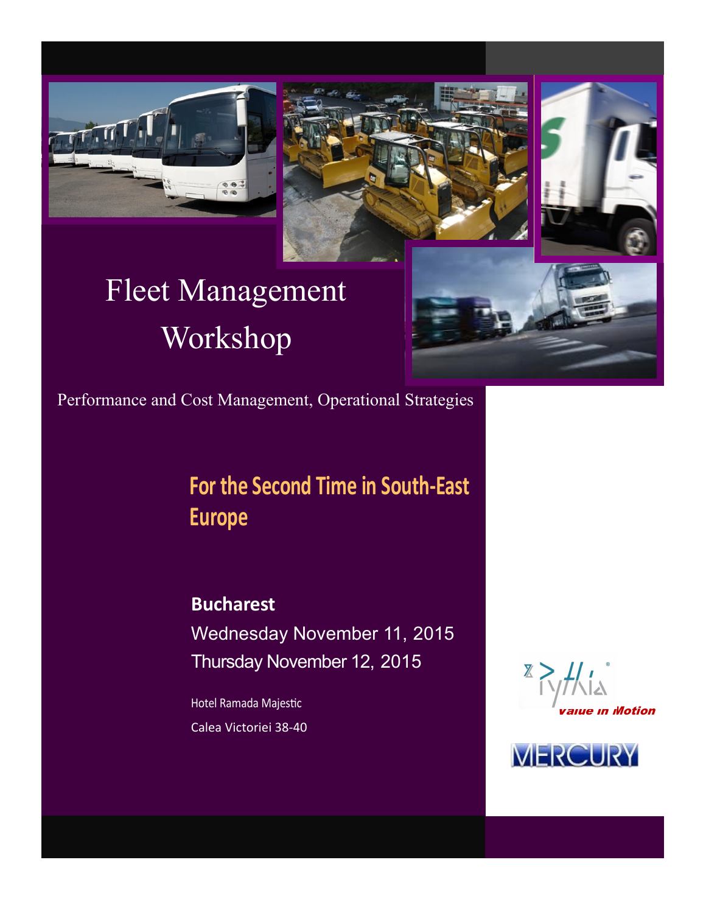# Fleet Management Workshop

Performance and Cost Management, Operational Strategies

## For the Second Time in South-East Europe

**Bucharest**

Wednesday November 11, 2015

Thursday November 12, 2015

Hotel Ramada Majestic

Calea Victoriei 38-40

Pythia

value in Motion

MERCURY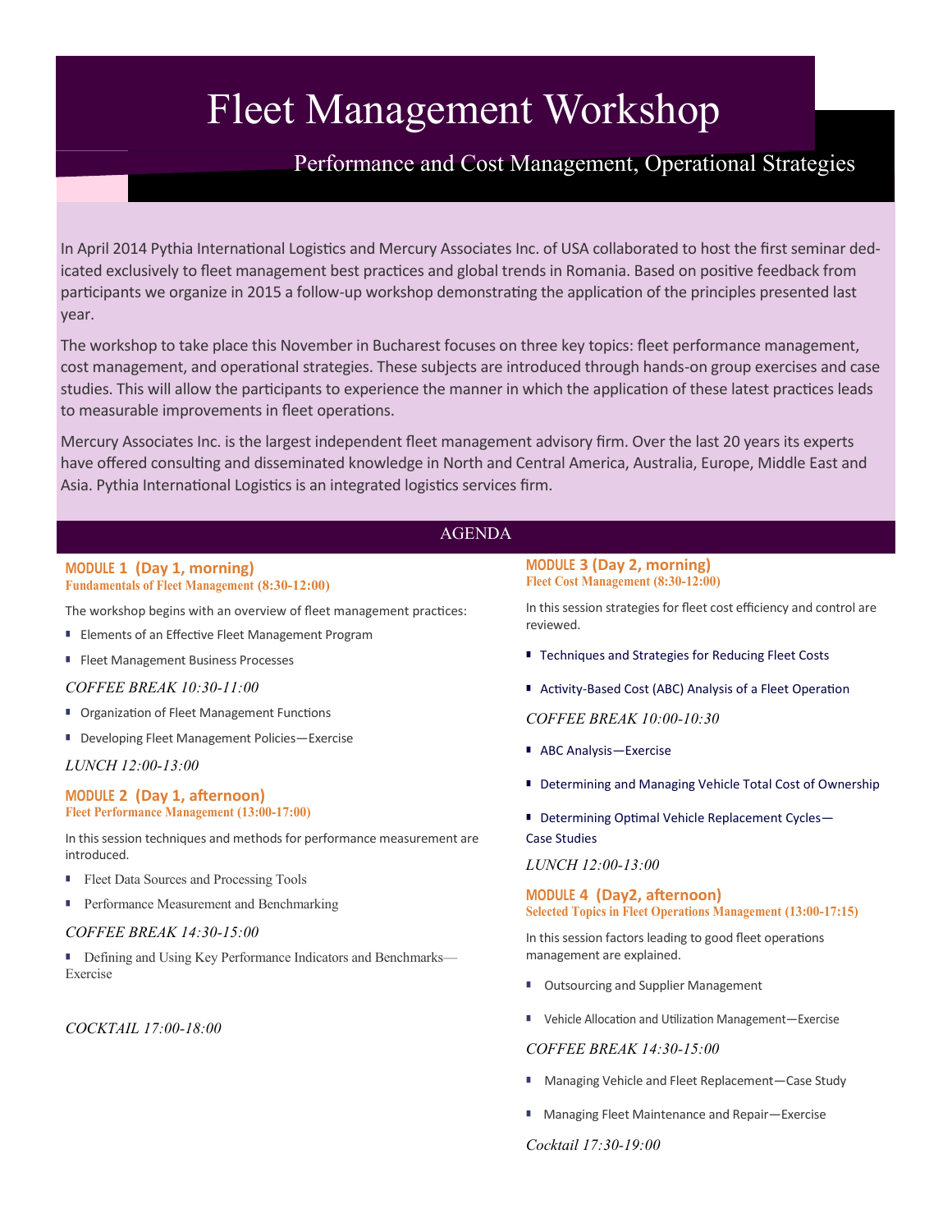# Fleet Management Workshop

## Performance and Cost Management, Operational Strategies

In April 2014 Pythia International Logistics and Mercury Associates Inc. of USA collaborated to host the first seminar dedicated exclusively to fleet management best practices and global trends in Romania. Based on positive feedback from participants we organize in 2015 a follow-up workshop demonstrating the application of the principles presented last year.

The workshop to take place this November in Bucharest focuses on three key topics: fleet performance management, cost management, and operational strategies. These subjects are introduced through hands-on group exercises and case studies. This will allow the participants to experience the manner in which the application of these latest practices leads to measurable improvements in fleet operations.

Mercury Associates Inc. is the largest independent fleet management advisory firm. Over the last 20 years its experts have offered consulting and disseminated knowledge in North and Central America, Australia, Europe, Middle East and Asia. Pythia International Logistics is an integrated logistics services firm.

## AGENDA

### MODULE 1 (Day 1, morning)

**Fundamentals of Fleet Management (8:30-12:00)**

The workshop begins with an overview of fleet management practices:

- Elements of an Effective Fleet Management Program
- Fleet Management Business Processes

*COFFEE BREAK 10:30-11:00*

- Organization of Fleet Management Functions
- Developing Fleet Management Policies—Exercise

*LUNCH 12:00-13:00*

### MODULE 2 (Day 1, afternoon)

**Fleet Performance Management (13:00-17:00)**

In this session techniques and methods for performance measurement are introduced.

- Fleet Data Sources and Processing Tools
- Performance Measurement and Benchmarking

*COFFEE BREAK 14:30-15:00*

- Defining and Using Key Performance Indicators and Benchmarks—Exercise

*COCKTAIL 17:00-18:00*

### MODULE 3 (Day 2, morning)

**Fleet Cost Management (8:30-12:00)**

In this session strategies for fleet cost efficiency and control are reviewed.

- Techniques and Strategies for Reducing Fleet Costs
- Activity-Based Cost (ABC) Analysis of a Fleet Operation

*COFFEE BREAK 10:00-10:30*

- ABC Analysis—Exercise
- Determining and Managing Vehicle Total Cost of Ownership
- Determining Optimal Vehicle Replacement Cycles—Case Studies

*LUNCH 12:00-13:00*

### MODULE 4 (Day2, afternoon)

**Selected Topics in Fleet Operations Management (13:00-17:15)**

In this session factors leading to good fleet operations management are explained.

- Outsourcing and Supplier Management
- Vehicle Allocation and Utilization Management—Exercise

*COFFEE BREAK 14:30-15:00*

- Managing Vehicle and Fleet Replacement—Case Study
- Managing Fleet Maintenance and Repair—Exercise

*Cocktail 17:30-19:00*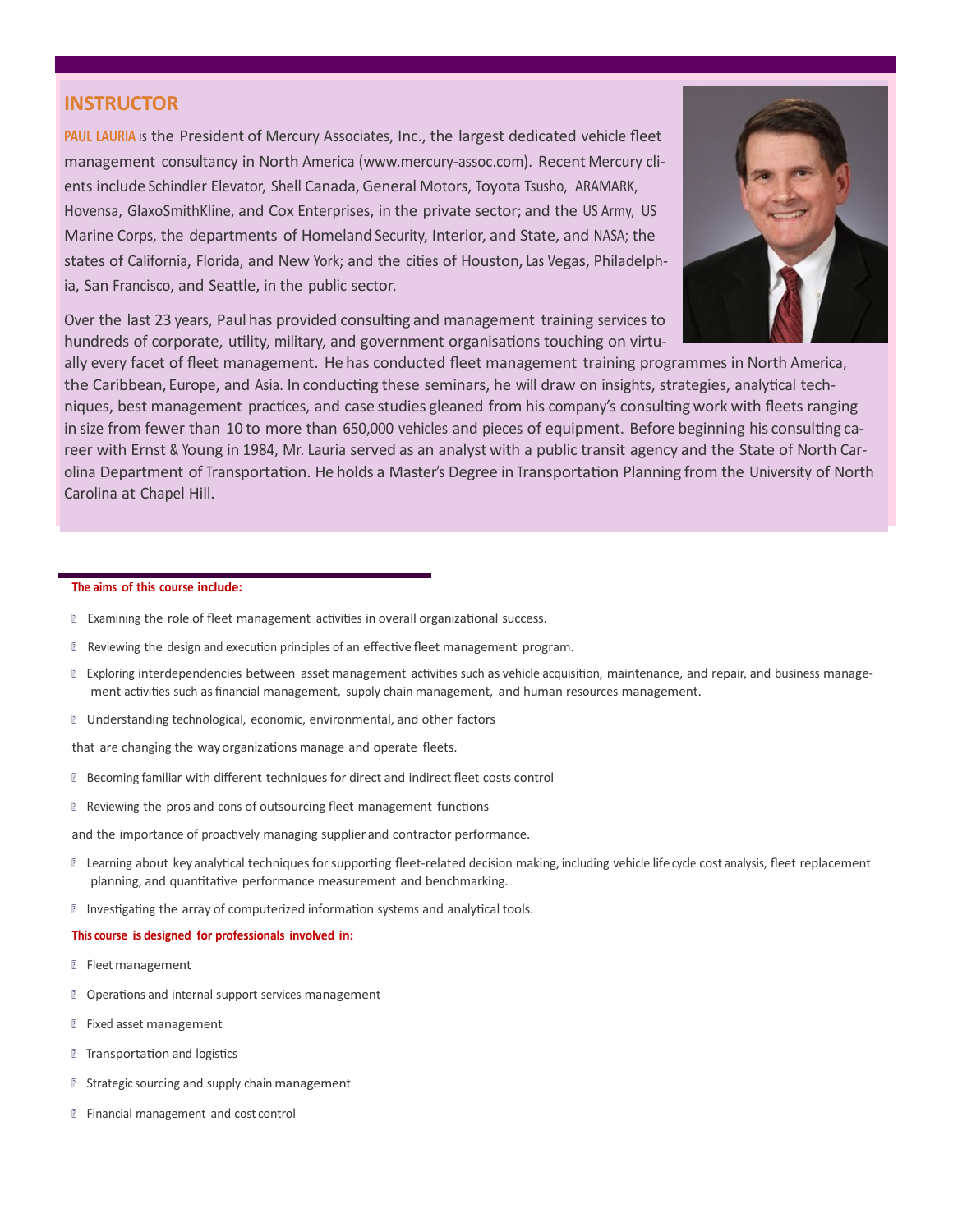## INSTRUCTOR

**PAUL LAURIA** is the President of Mercury Associates, Inc., the largest dedicated vehicle fleet management consultancy in North America (www.mercury-assoc.com). Recent Mercury clients include Schindler Elevator, Shell Canada, General Motors, Toyota Tsusho, ARAMARK, Hovensa, GlaxoSmithKline, and Cox Enterprises, in the private sector; and the US Army, US Marine Corps, the departments of Homeland Security, Interior, and State, and NASA; the states of California, Florida, and New York; and the cities of Houston, Las Vegas, Philadelphia, San Francisco, and Seattle, in the public sector.

Over the last 23 years, Paul has provided consulting and management training services to hundreds of corporate, utility, military, and government organisations touching on virtually every facet of fleet management. He has conducted fleet management training programmes in North America, the Caribbean, Europe, and Asia. In conducting these seminars, he will draw on insights, strategies, analytical techniques, best management practices, and case studies gleaned from his company's consulting work with fleets ranging in size from fewer than 10 to more than 650,000 vehicles and pieces of equipment. Before beginning his consulting career with Ernst & Young in 1984, Mr. Lauria served as an analyst with a public transit agency and the State of North Carolina Department of Transportation. He holds a Master's Degree in Transportation Planning from the University of North Carolina at Chapel Hill.

**The aims of this course include:**

- Examining the role of fleet management activities in overall organizational success.
- Reviewing the design and execution principles of an effective fleet management program.
- Exploring interdependencies between asset management activities such as vehicle acquisition, maintenance, and repair, and business management activities such as financial management, supply chain management, and human resources management.
- Understanding technological, economic, environmental, and other factors

that are changing the way organizations manage and operate fleets.

- Becoming familiar with different techniques for direct and indirect fleet costs control
- Reviewing the pros and cons of outsourcing fleet management functions

and the importance of proactively managing supplier and contractor performance.

- Learning about key analytical techniques for supporting fleet-related decision making, including vehicle life cycle cost analysis, fleet replacement planning, and quantitative performance measurement and benchmarking.
- Investigating the array of computerized information systems and analytical tools.

**This course is designed for professionals involved in:**

- Fleet management
- Operations and internal support services management
- Fixed asset management
- Transportation and logistics
- Strategic sourcing and supply chain management
- Financial management and cost control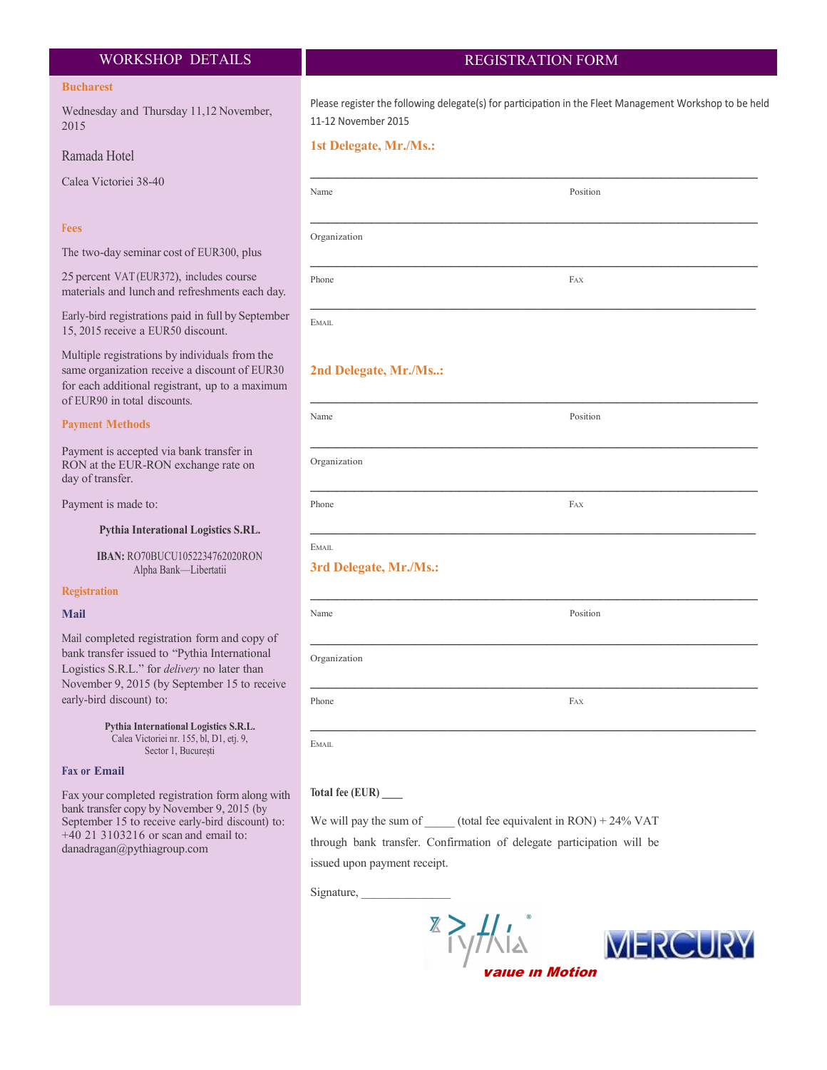## WORKSHOP DETAILS

**Bucharest**

Wednesday and Thursday 11,12 November, 2015

Ramada Hotel

Calea Victoriei 38-40

**Fees**

The two-day seminar cost of EUR300, plus

25 percent VAT (EUR372), includes course materials and lunch and refreshments each day.

Early-bird registrations paid in full by September 15, 2015 receive a EUR50 discount.

Multiple registrations by individuals from the same organization receive a discount of EUR30 for each additional registrant, up to a maximum of EUR90 in total discounts.

**Payment Methods**

Payment is accepted via bank transfer in RON at the EUR-RON exchange rate on day of transfer.

Payment is made to:

**Pythia Interational Logistics S.R.L.**

**IBAN:** RO70BUCU1052234762020RON
Alpha Bank—Libertatii

**Registration**

**Mail**

Mail completed registration form and copy of bank transfer issued to "Pythia International Logistics S.R.L." for *delivery* no later than November 9, 2015 (by September 15 to receive early-bird discount) to:

**Pythia International Logistics S.R.L.**
Calea Victoriei nr. 155, bl, D1, etj. 9,
Sector 1, București

**Fax or Email**

Fax your completed registration form along with bank transfer copy by November 9, 2015 (by September 15 to receive early-bird discount) to: +40 21 3103216 or scan and email to: danadragan@pythiagroup.com

## REGISTRATION FORM

Please register the following delegate(s) for participation in the Fleet Management Workshop to be held 11-12 November 2015

**1st Delegate, Mr./Ms.:**

______________________________________________
Name Position

______________________________________________
Organization

______________________________________________
Phone Fax

______________________________________________
Email

**2nd Delegate, Mr./Ms..:**

______________________________________________
Name Position

______________________________________________
Organization

______________________________________________
Phone Fax

______________________________________________
Email

**3rd Delegate, Mr./Ms.:**

______________________________________________
Name Position

______________________________________________
Organization

______________________________________________
Phone Fax

______________________________________________
Email

**Total fee (EUR) ____**

We will pay the sum of _____ (total fee equivalent in RON) + 24% VAT through bank transfer. Confirmation of delegate participation will be issued upon payment receipt.

Signature, ______________

Pythia® value in Motion

MERCURY